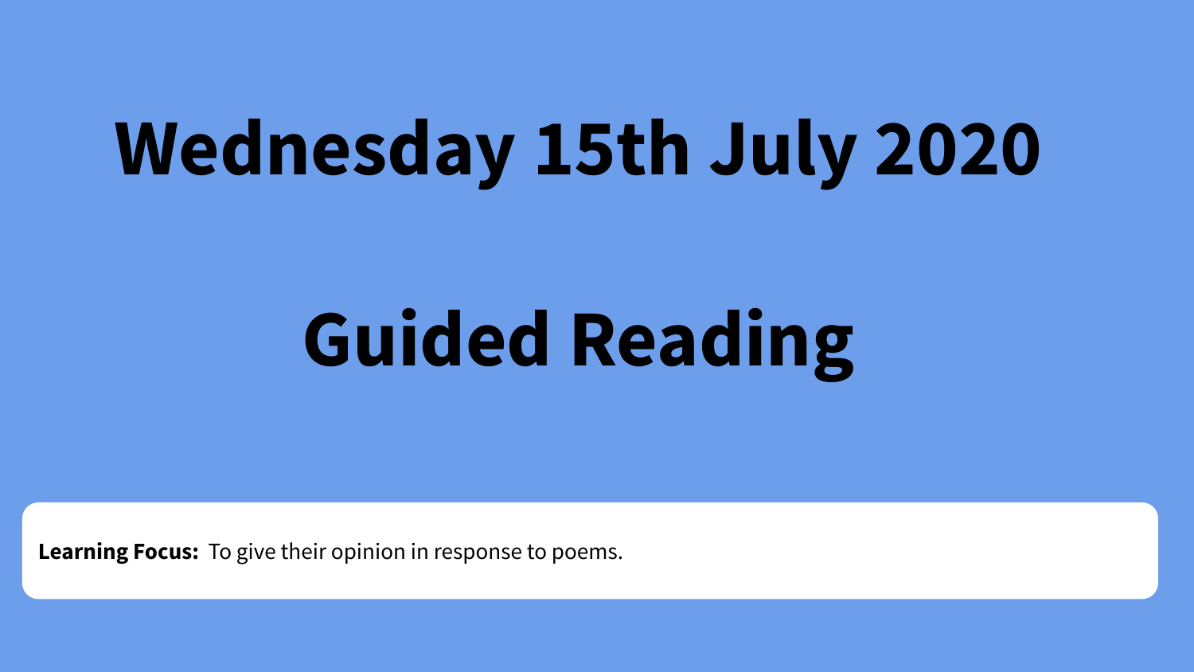# Wednesday 15th July 2020

# Guided Reading

**Learning Focus:** To give their opinion in response to poems.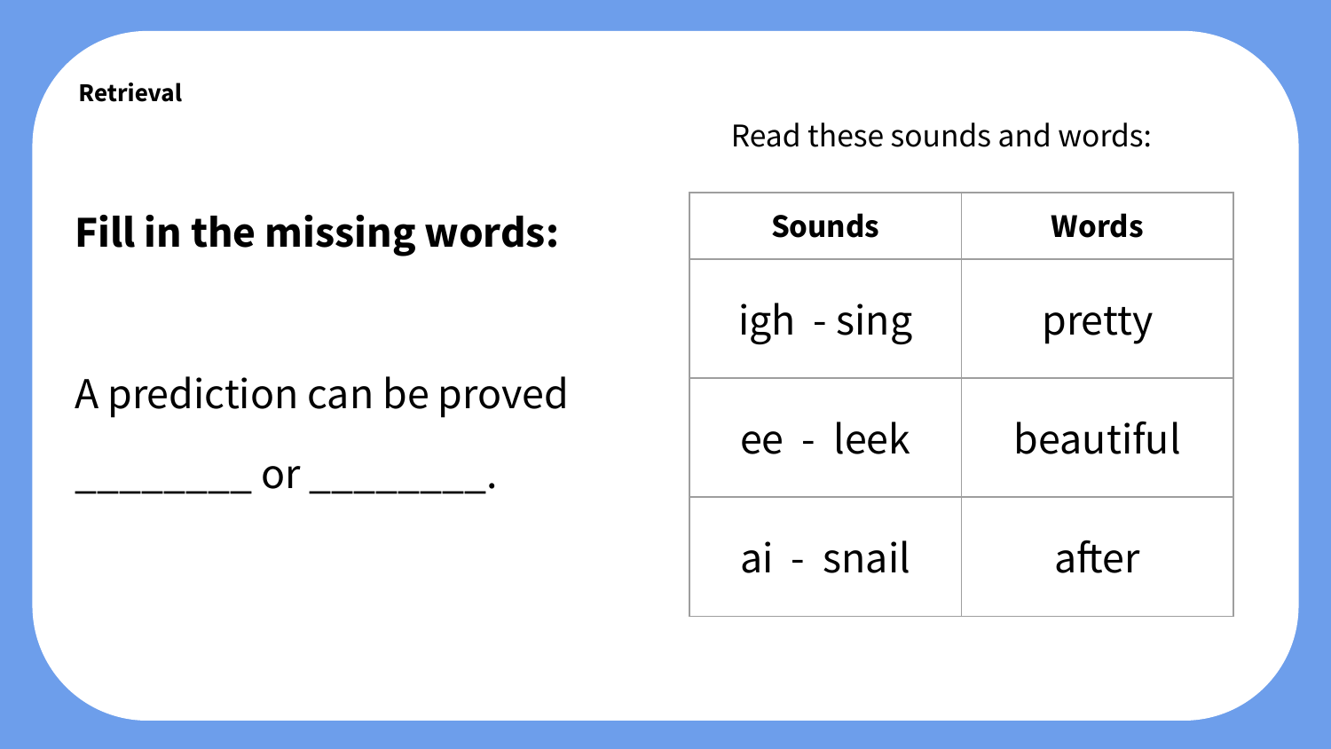**Retrieval**

## Fill in the missing words:

A prediction can be proved

________ or ________.

Read these sounds and words:

| Sounds | Words |
|---|---|
| igh - sing | pretty |
| ee - leek | beautiful |
| ai - snail | after |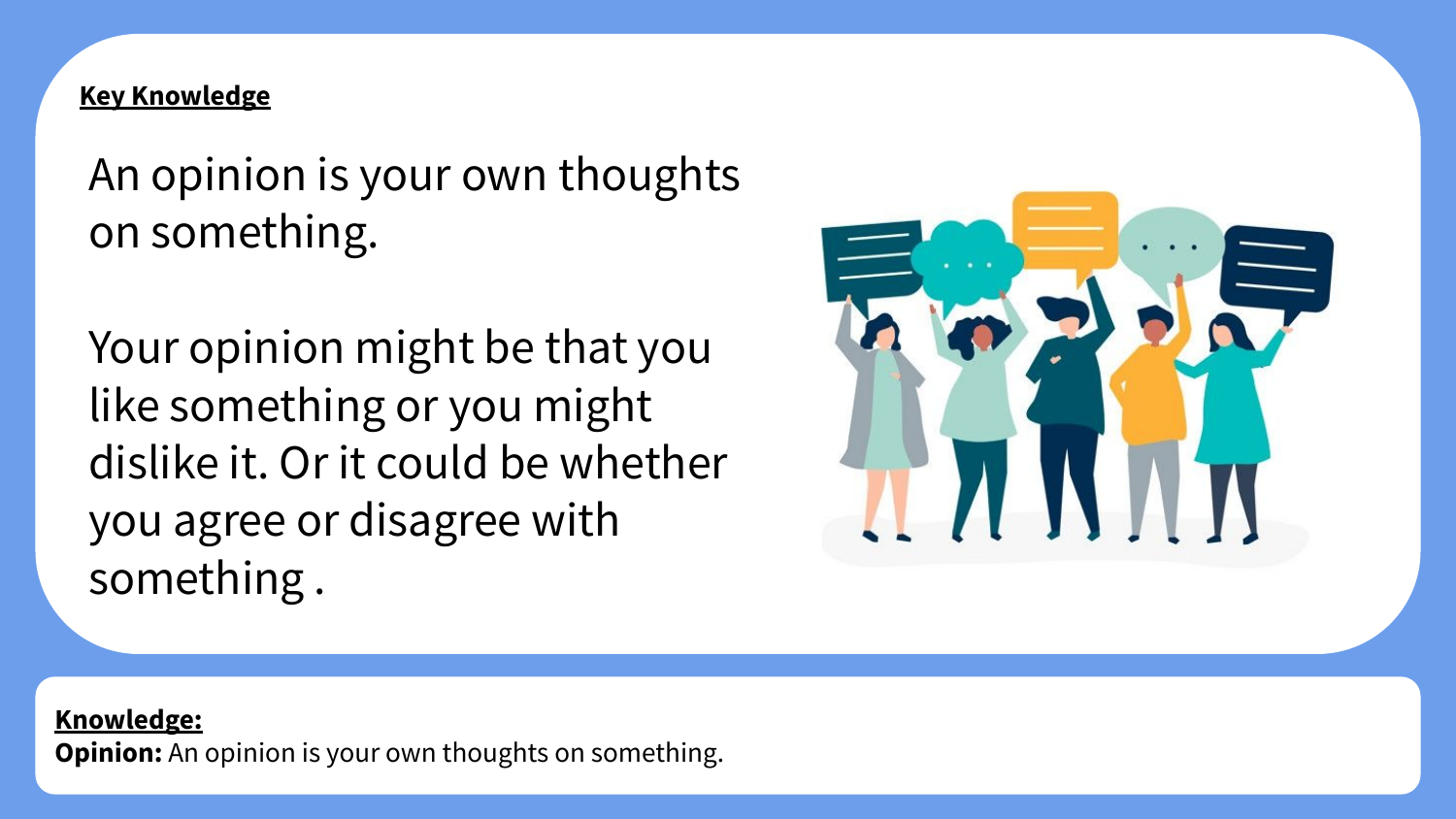**Key Knowledge**

An opinion is your own thoughts on something.

Your opinion might be that you like something or you might dislike it. Or it could be whether you agree or disagree with something .

**Knowledge:**

**Opinion:** An opinion is your own thoughts on something.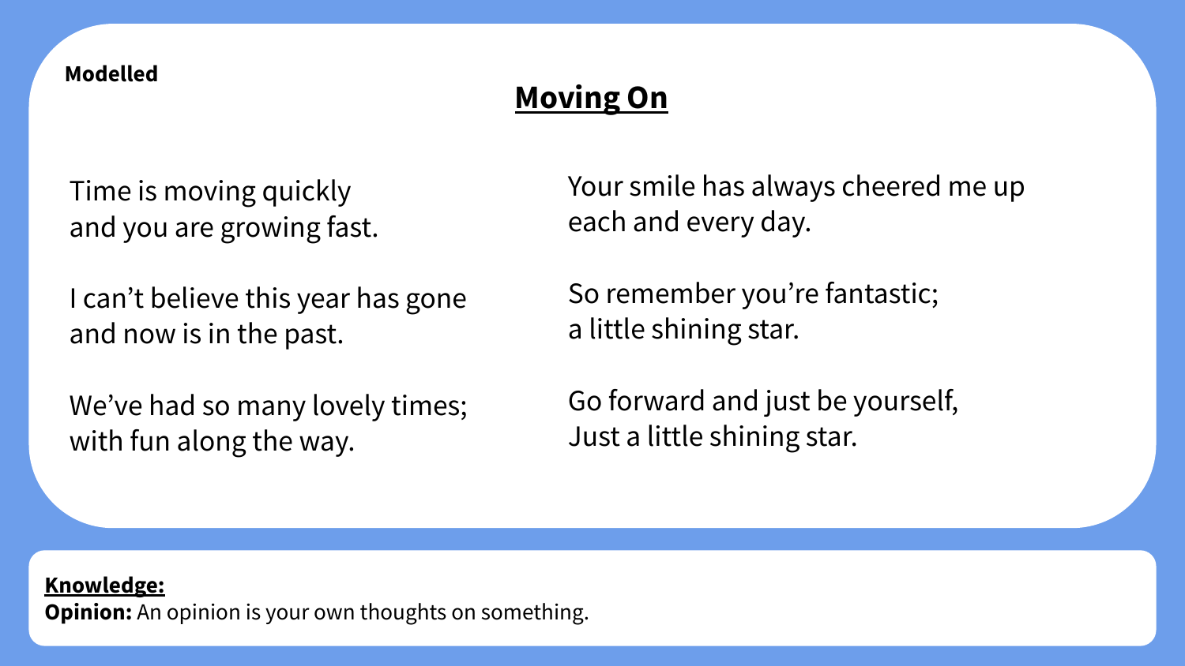**Modelled**

# Moving On

Time is moving quickly
and you are growing fast.

I can’t believe this year has gone
and now is in the past.

We’ve had so many lovely times;
with fun along the way.

Your smile has always cheered me up
each and every day.

So remember you’re fantastic;
a little shining star.

Go forward and just be yourself,
Just a little shining star.

**Knowledge:**
**Opinion:** An opinion is your own thoughts on something.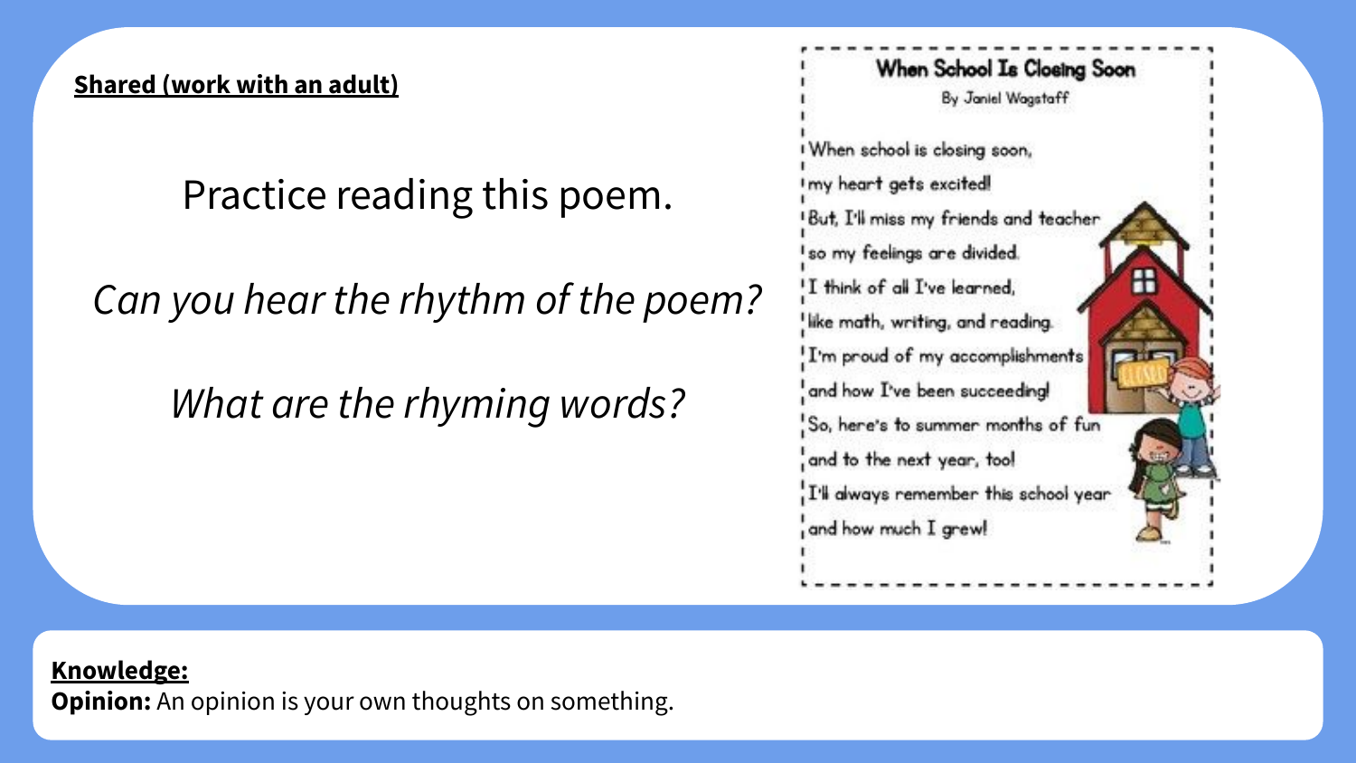**Shared (work with an adult)**

Practice reading this poem.

*Can you hear the rhythm of the poem?*

*What are the rhyming words?*

### When School Is Closing Soon

By Janiel Wagstaff

When school is closing soon,
my heart gets excited!
But, I'll miss my friends and teacher
so my feelings are divided.
I think of all I've learned,
like math, writing, and reading.
I'm proud of my accomplishments
and how I've been succeeding!
So, here's to summer months of fun
and to the next year, too!
I'll always remember this school year
and how much I grew!

**Knowledge:**
**Opinion:** An opinion is your own thoughts on something.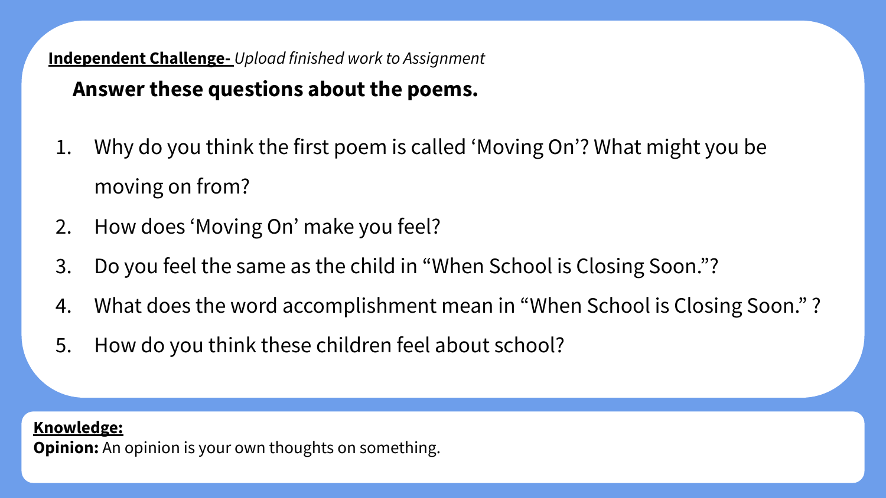**Independent Challenge-** *Upload finished work to Assignment*

**Answer these questions about the poems.**

1. Why do you think the first poem is called ‘Moving On’? What might you be moving on from?
2. How does ‘Moving On’ make you feel?
3. Do you feel the same as the child in “When School is Closing Soon.”?
4. What does the word accomplishment mean in “When School is Closing Soon.” ?
5. How do you think these children feel about school?

**Knowledge:**

**Opinion:** An opinion is your own thoughts on something.